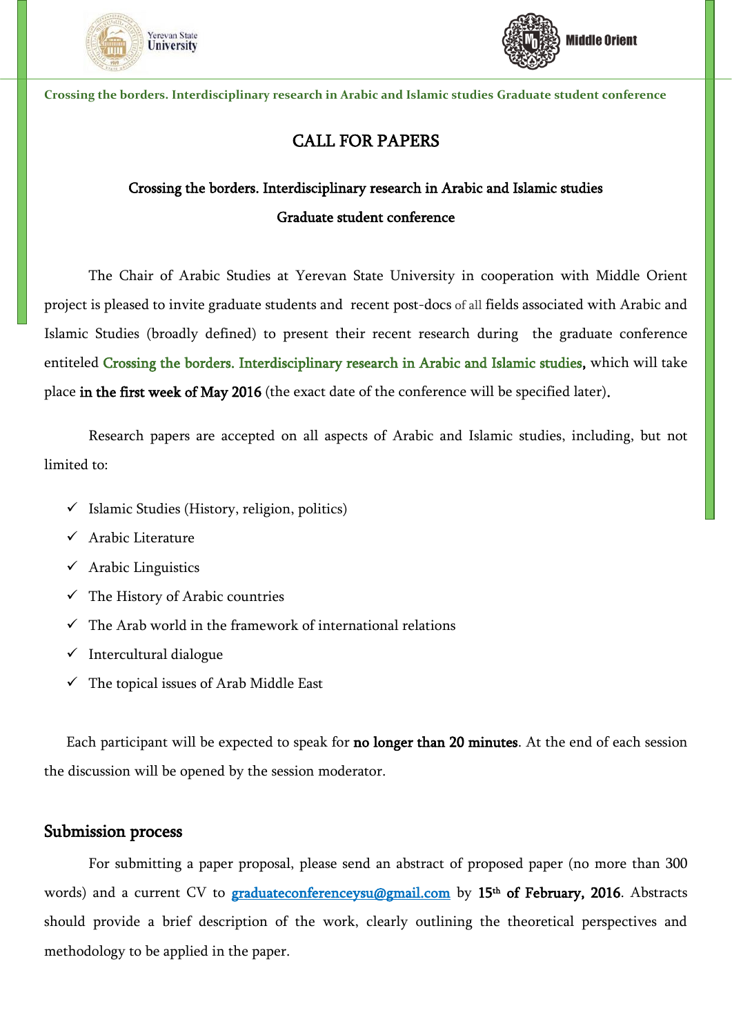Crossing the borders. Interdisciplinary research in Arabic and Islamic studies Graduate student conference

# CALL FOR PAPERS

## Crossing the borders. Interdisciplinary research in Arabic and Islamic studies

## Graduate student conference

The Chair of Arabic Studies at Yerevan State University in cooperation with Middle Orient project is pleased to invite graduate students and recent post-docs of all fields associated with Arabic and Islamic Studies (broadly defined) to present their recent research during the graduate conference entiteled Crossing the borders. Interdisciplinary research in Arabic and Islamic studies, which will take place **in the first week of May 2016** (the exact date of the conference will be specified later).

Research papers are accepted on all aspects of Arabic and Islamic studies, including, but not limited to:

- ✓ Islamic Studies (History, religion, politics)
- ✓ Arabic Literature
- ✓ Arabic Linguistics
- ✓ The History of Arabic countries
- ✓ The Arab world in the framework of international relations
- ✓ Intercultural dialogue
- ✓ The topical issues of Arab Middle East

Each participant will be expected to speak for **no longer than 20 minutes**. At the end of each session the discussion will be opened by the session moderator.

## Submission process

For submitting a paper proposal, please send an abstract of proposed paper (no more than 300 words) and a current CV to graduateconferenceysu@gmail.com by **15th of February, 2016**. Abstracts should provide a brief description of the work, clearly outlining the theoretical perspectives and methodology to be applied in the paper.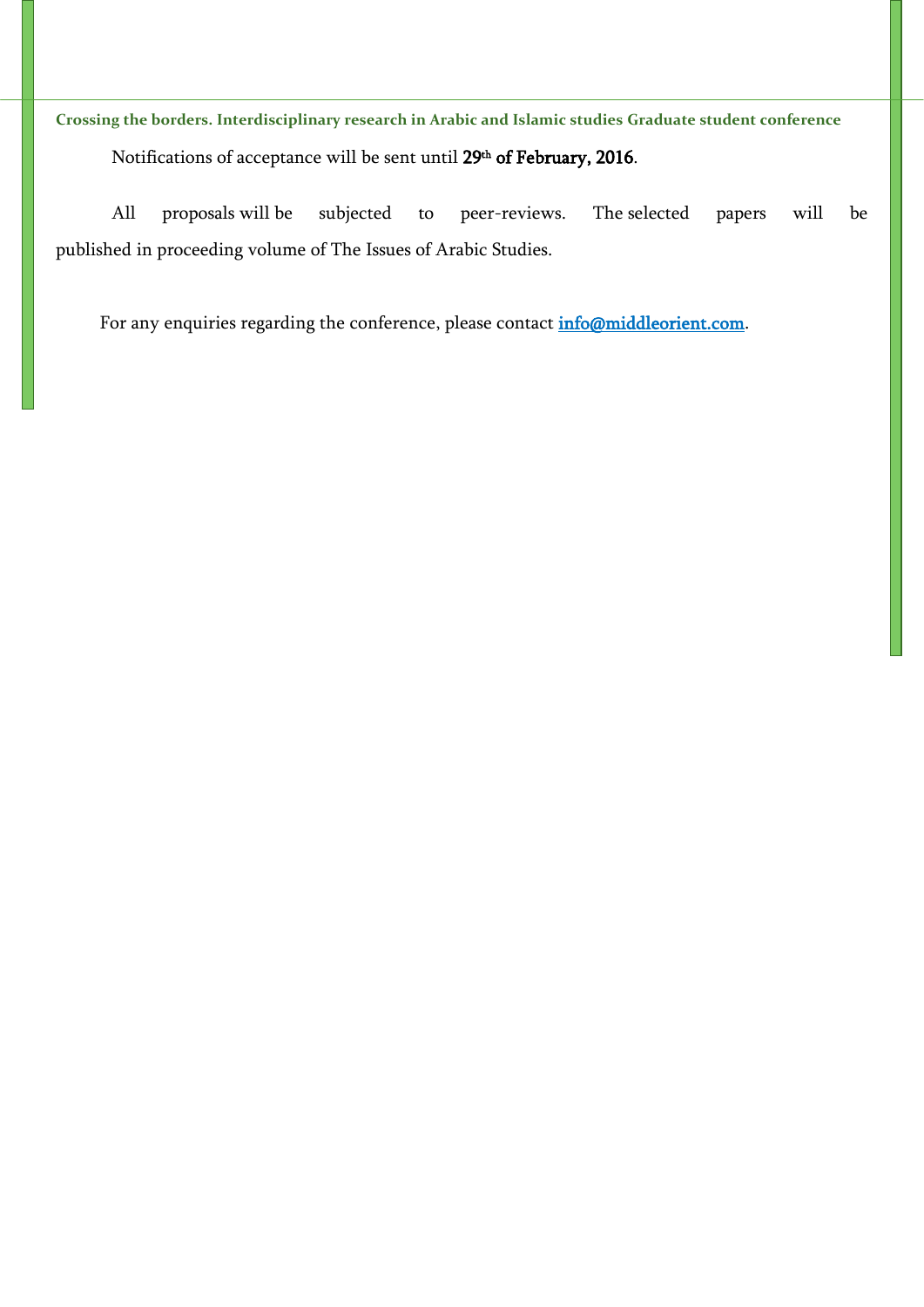Notifications of acceptance will be sent until 29th of February, 2016.

All proposals will be subjected to peer-reviews. The selected papers will be published in proceeding volume of The Issues of Arabic Studies.

For any enquiries regarding the conference, please contact info@middleorient.com.